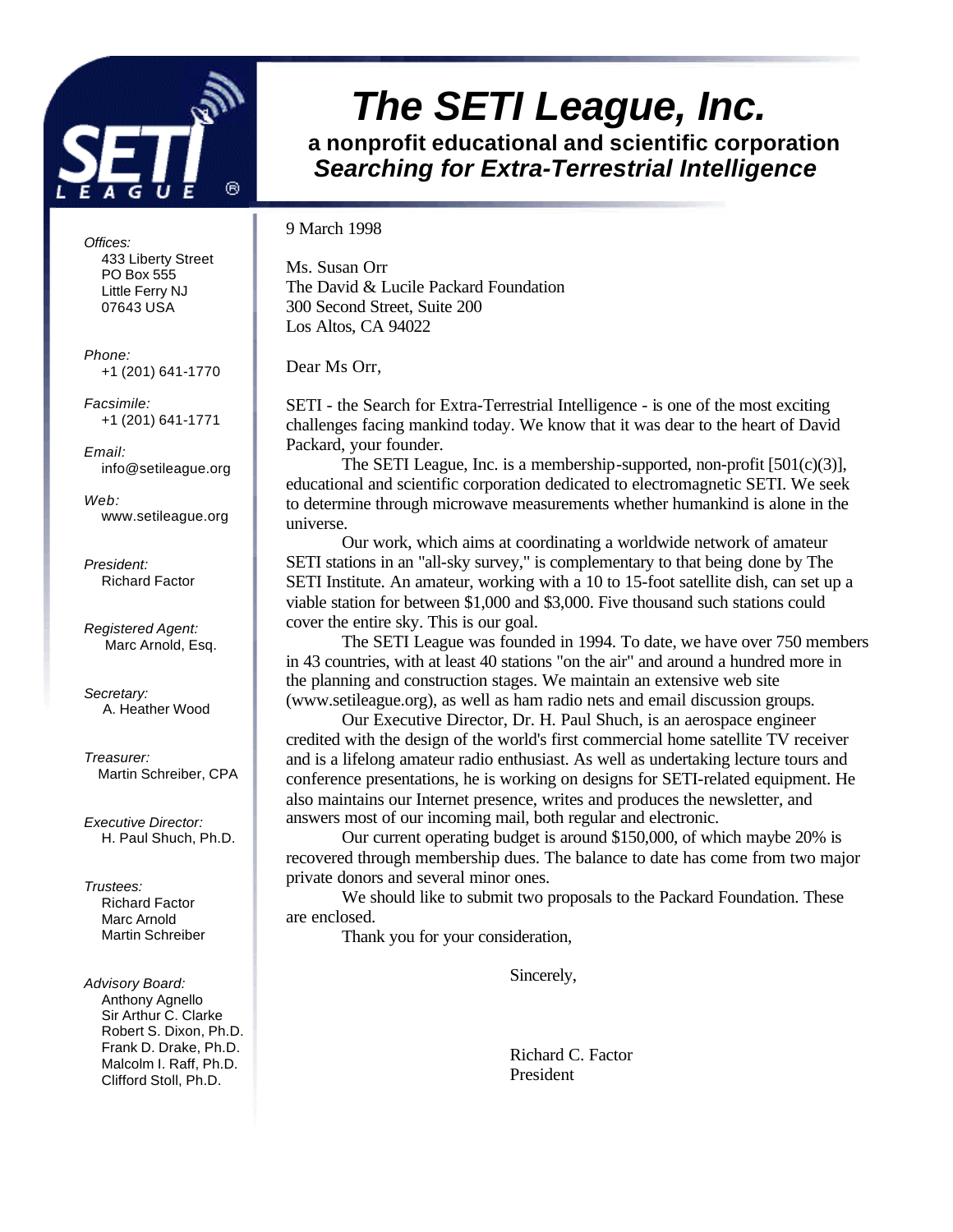# The SETI League, Inc.

**a nonprofit educational and scientific corporation**

***Searching for Extra-Terrestrial Intelligence***

*Offices:*
433 Liberty Street
PO Box 555
Little Ferry NJ
07643 USA

*Phone:*
+1 (201) 641-1770

*Facsimile:*
+1 (201) 641-1771

*Email:*
info@setileague.org

*Web:*
www.setileague.org

*President:*
Richard Factor

*Registered Agent:*
Marc Arnold, Esq.

*Secretary:*
A. Heather Wood

*Treasurer:*
Martin Schreiber, CPA

*Executive Director:*
H. Paul Shuch, Ph.D.

*Trustees:*
Richard Factor
Marc Arnold
Martin Schreiber

*Advisory Board:*
Anthony Agnello
Sir Arthur C. Clarke
Robert S. Dixon, Ph.D.
Frank D. Drake, Ph.D.
Malcolm I. Raff, Ph.D.
Clifford Stoll, Ph.D.

9 March 1998

Ms. Susan Orr
The David & Lucile Packard Foundation
300 Second Street, Suite 200
Los Altos, CA 94022

Dear Ms Orr,

SETI - the Search for Extra-Terrestrial Intelligence - is one of the most exciting challenges facing mankind today. We know that it was dear to the heart of David Packard, your founder.

The SETI League, Inc. is a membership-supported, non-profit [501(c)(3)], educational and scientific corporation dedicated to electromagnetic SETI. We seek to determine through microwave measurements whether humankind is alone in the universe.

Our work, which aims at coordinating a worldwide network of amateur SETI stations in an "all-sky survey," is complementary to that being done by The SETI Institute. An amateur, working with a 10 to 15-foot satellite dish, can set up a viable station for between $1,000 and $3,000. Five thousand such stations could cover the entire sky. This is our goal.

The SETI League was founded in 1994. To date, we have over 750 members in 43 countries, with at least 40 stations "on the air" and around a hundred more in the planning and construction stages. We maintain an extensive web site (www.setileague.org), as well as ham radio nets and email discussion groups.

Our Executive Director, Dr. H. Paul Shuch, is an aerospace engineer credited with the design of the world's first commercial home satellite TV receiver and is a lifelong amateur radio enthusiast. As well as undertaking lecture tours and conference presentations, he is working on designs for SETI-related equipment. He also maintains our Internet presence, writes and produces the newsletter, and answers most of our incoming mail, both regular and electronic.

Our current operating budget is around $150,000, of which maybe 20% is recovered through membership dues. The balance to date has come from two major private donors and several minor ones.

We should like to submit two proposals to the Packard Foundation. These are enclosed.

Thank you for your consideration,

Sincerely,

Richard C. Factor
President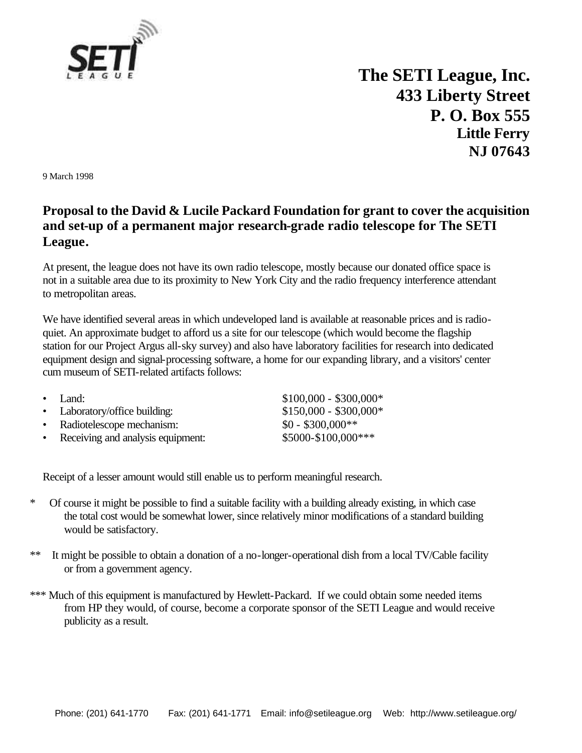**The SETI League, Inc.**
**433 Liberty Street**
**P. O. Box 555**
**Little Ferry**
**NJ 07643**

9 March 1998

## Proposal to the David & Lucile Packard Foundation for grant to cover the acquisition and set-up of a permanent major research-grade radio telescope for The SETI League.

At present, the league does not have its own radio telescope, mostly because our donated office space is not in a suitable area due to its proximity to New York City and the radio frequency interference attendant to metropolitan areas.

We have identified several areas in which undeveloped land is available at reasonable prices and is radio-quiet. An approximate budget to afford us a site for our telescope (which would become the flagship station for our Project Argus all-sky survey) and also have laboratory facilities for research into dedicated equipment design and signal-processing software, a home for our expanding library, and a visitors' center cum museum of SETI-related artifacts follows:

| | |
|---|---|
| • Land: | $100,000 - $300,000* |
| • Laboratory/office building: | $150,000 - $300,000* |
| • Radiotelescope mechanism: | $0 - $300,000** |
| • Receiving and analysis equipment: | $5000-$100,000*** |

Receipt of a lesser amount would still enable us to perform meaningful research.

\* Of course it might be possible to find a suitable facility with a building already existing, in which case the total cost would be somewhat lower, since relatively minor modifications of a standard building would be satisfactory.

\*\* It might be possible to obtain a donation of a no-longer-operational dish from a local TV/Cable facility or from a government agency.

\*\*\* Much of this equipment is manufactured by Hewlett-Packard. If we could obtain some needed items from HP they would, of course, become a corporate sponsor of the SETI League and would receive publicity as a result.

Phone: (201) 641-1770 Fax: (201) 641-1771 Email: info@setileague.org Web: http://www.setileague.org/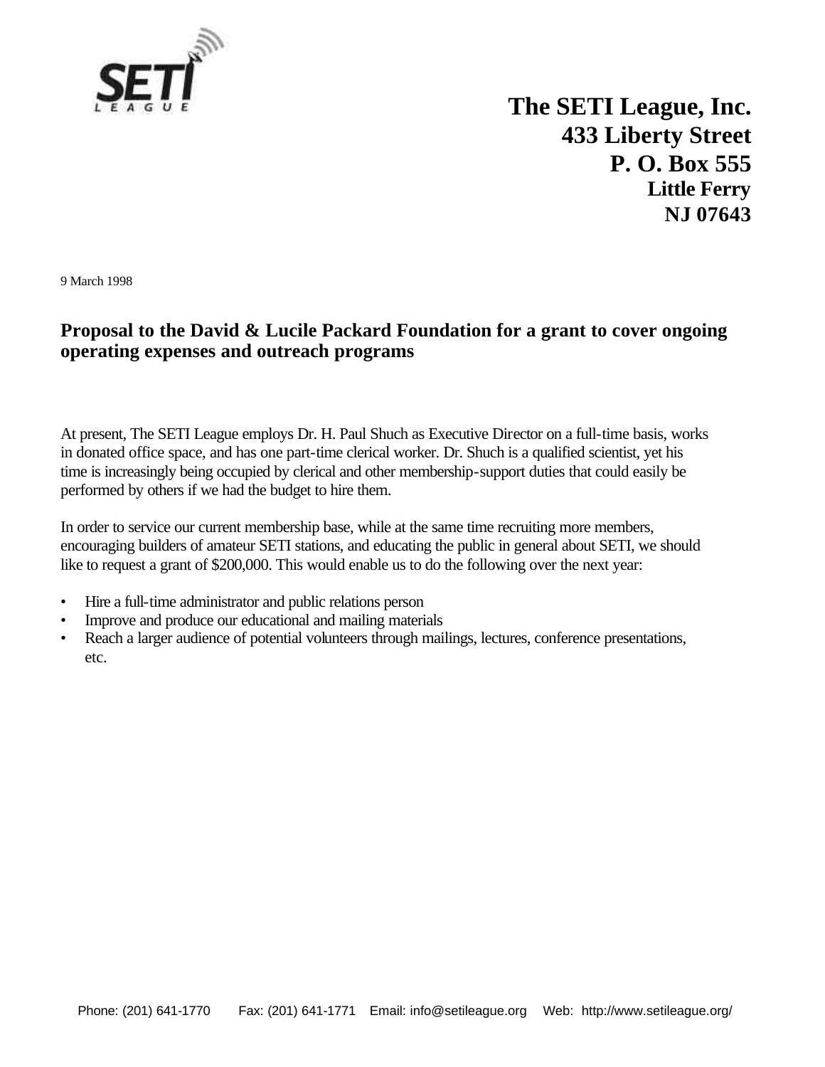**The SETI League, Inc.**
**433 Liberty Street**
**P. O. Box 555**
**Little Ferry**
**NJ 07643**

9 March 1998

### Proposal to the David & Lucile Packard Foundation for a grant to cover ongoing operating expenses and outreach programs

At present, The SETI League employs Dr. H. Paul Shuch as Executive Director on a full-time basis, works in donated office space, and has one part-time clerical worker. Dr. Shuch is a qualified scientist, yet his time is increasingly being occupied by clerical and other membership-support duties that could easily be performed by others if we had the budget to hire them.

In order to service our current membership base, while at the same time recruiting more members, encouraging builders of amateur SETI stations, and educating the public in general about SETI, we should like to request a grant of $200,000. This would enable us to do the following over the next year:

- Hire a full-time administrator and public relations person
- Improve and produce our educational and mailing materials
- Reach a larger audience of potential volunteers through mailings, lectures, conference presentations, etc.

Phone: (201) 641-1770 Fax: (201) 641-1771 Email: info@setileague.org Web: http://www.setileague.org/